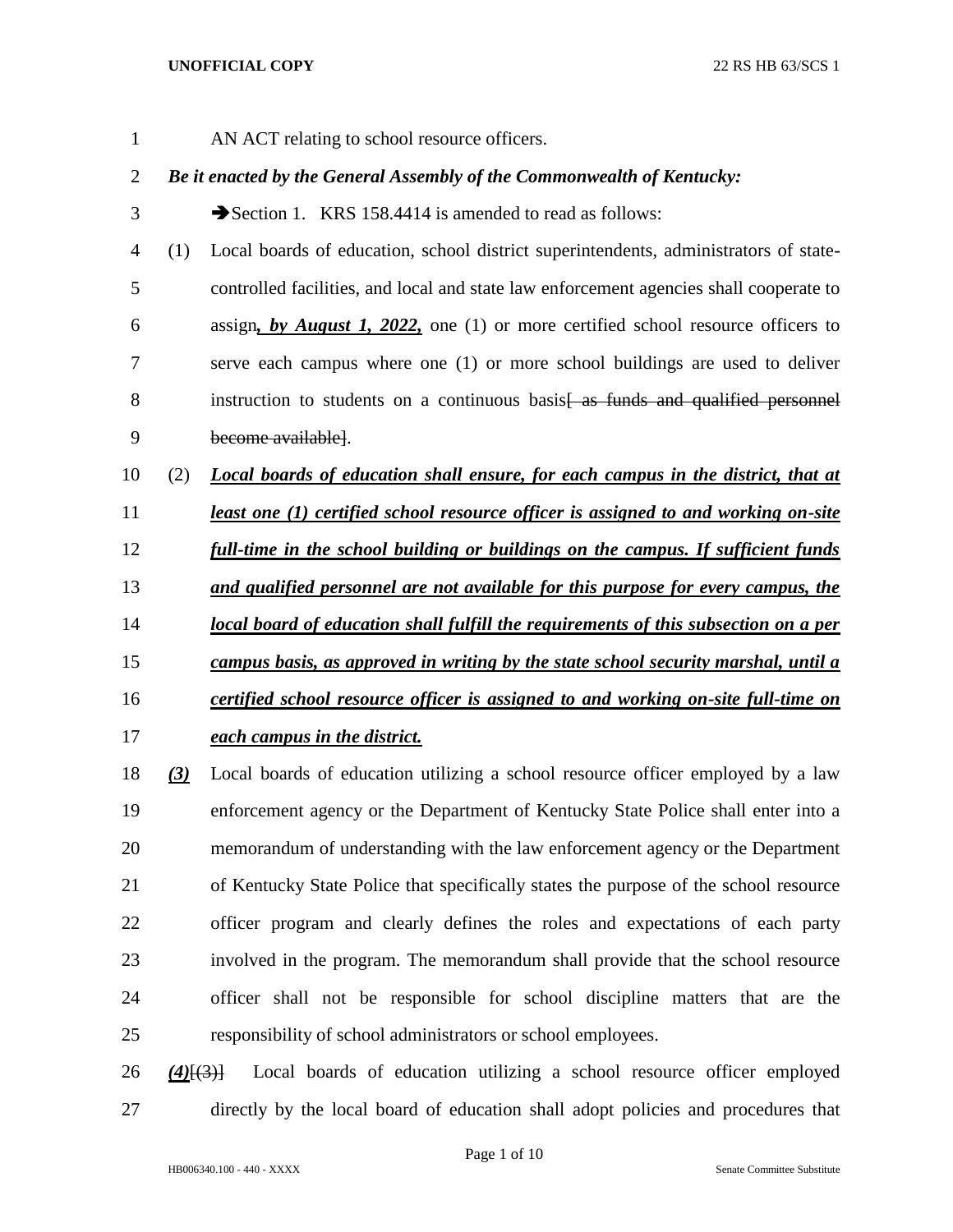AN ACT relating to school resource officers.

***Be it enacted by the General Assembly of the Commonwealth of Kentucky:***

➔Section 1. KRS 158.4414 is amended to read as follows:

(1) Local boards of education, school district superintendents, administrators of state-controlled facilities, and local and state law enforcement agencies shall cooperate to assign***, by August 1, 2022,*** one (1) or more certified school resource officers to serve each campus where one (1) or more school buildings are used to deliver instruction to students on a continuous basis~~[ as funds and qualified personnel become available]~~.

(2) ***Local boards of education shall ensure, for each campus in the district, that at least one (1) certified school resource officer is assigned to and working on-site full-time in the school building or buildings on the campus. If sufficient funds and qualified personnel are not available for this purpose for every campus, the local board of education shall fulfill the requirements of this subsection on a per campus basis, as approved in writing by the state school security marshal, until a certified school resource officer is assigned to and working on-site full-time on each campus in the district.***

***(3)*** Local boards of education utilizing a school resource officer employed by a law enforcement agency or the Department of Kentucky State Police shall enter into a memorandum of understanding with the law enforcement agency or the Department of Kentucky State Police that specifically states the purpose of the school resource officer program and clearly defines the roles and expectations of each party involved in the program. The memorandum shall provide that the school resource officer shall not be responsible for school discipline matters that are the responsibility of school administrators or school employees.

***(4)***~~[(3)]~~ Local boards of education utilizing a school resource officer employed directly by the local board of education shall adopt policies and procedures that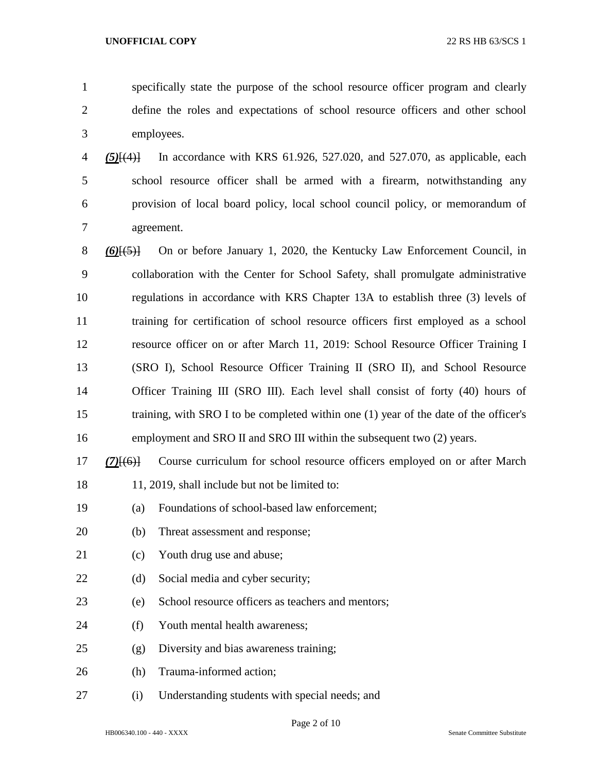specifically state the purpose of the school resource officer program and clearly define the roles and expectations of school resource officers and other school employees.

***(5)***~~[(4)]~~ In accordance with KRS 61.926, 527.020, and 527.070, as applicable, each school resource officer shall be armed with a firearm, notwithstanding any provision of local board policy, local school council policy, or memorandum of agreement.

***(6)***~~[(5)]~~ On or before January 1, 2020, the Kentucky Law Enforcement Council, in collaboration with the Center for School Safety, shall promulgate administrative regulations in accordance with KRS Chapter 13A to establish three (3) levels of training for certification of school resource officers first employed as a school resource officer on or after March 11, 2019: School Resource Officer Training I (SRO I), School Resource Officer Training II (SRO II), and School Resource Officer Training III (SRO III). Each level shall consist of forty (40) hours of training, with SRO I to be completed within one (1) year of the date of the officer's employment and SRO II and SRO III within the subsequent two (2) years.

***(7)***~~[(6)]~~ Course curriculum for school resource officers employed on or after March 11, 2019, shall include but not be limited to:

(a) Foundations of school-based law enforcement;

(b) Threat assessment and response;

(c) Youth drug use and abuse;

(d) Social media and cyber security;

(e) School resource officers as teachers and mentors;

(f) Youth mental health awareness;

(g) Diversity and bias awareness training;

(h) Trauma-informed action;

(i) Understanding students with special needs; and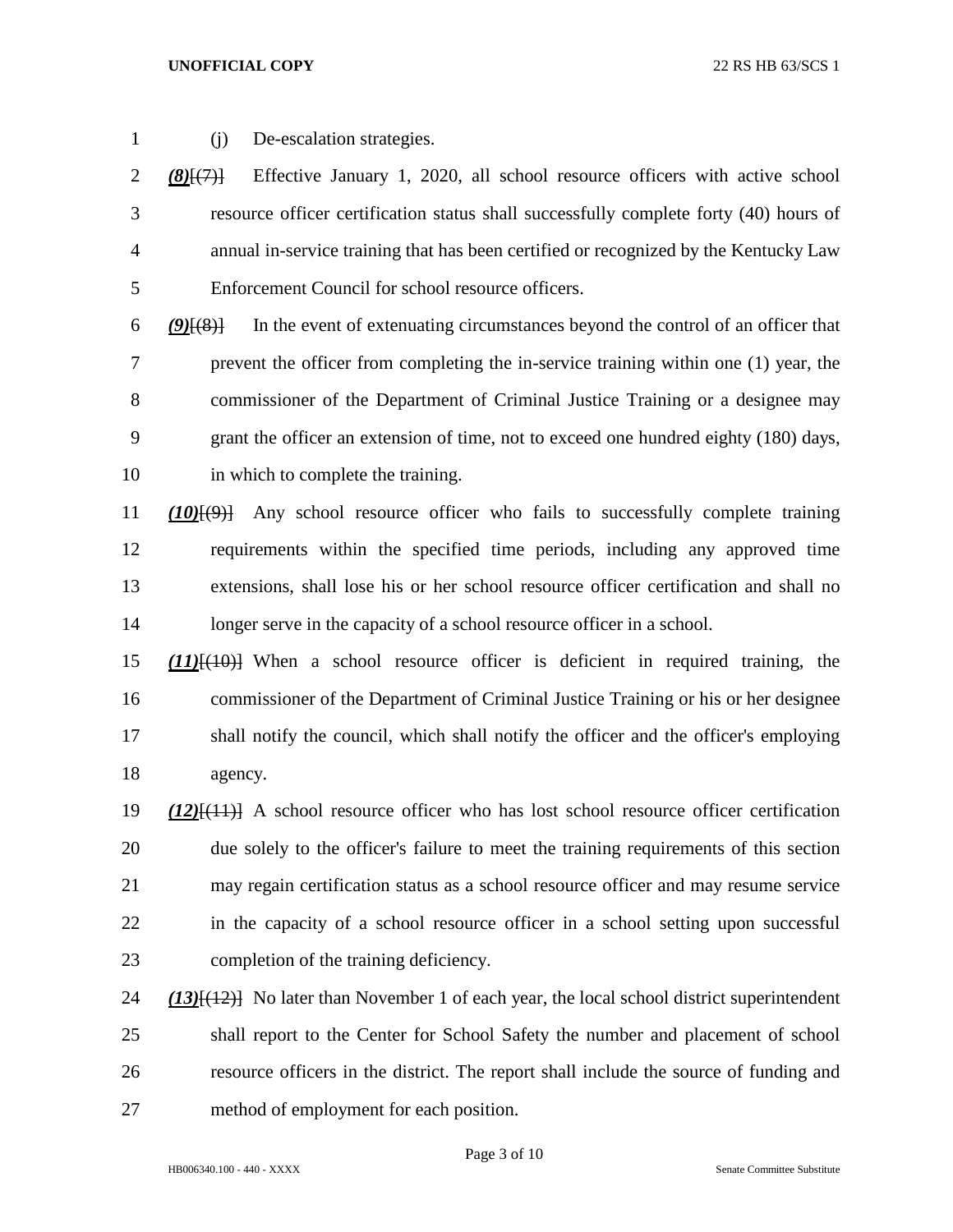(j) De-escalation strategies.

***(8)***[(7)] Effective January 1, 2020, all school resource officers with active school resource officer certification status shall successfully complete forty (40) hours of annual in-service training that has been certified or recognized by the Kentucky Law Enforcement Council for school resource officers.

***(9)***[(8)] In the event of extenuating circumstances beyond the control of an officer that prevent the officer from completing the in-service training within one (1) year, the commissioner of the Department of Criminal Justice Training or a designee may grant the officer an extension of time, not to exceed one hundred eighty (180) days, in which to complete the training.

***(10)***[(9)] Any school resource officer who fails to successfully complete training requirements within the specified time periods, including any approved time extensions, shall lose his or her school resource officer certification and shall no longer serve in the capacity of a school resource officer in a school.

***(11)***[(10)] When a school resource officer is deficient in required training, the commissioner of the Department of Criminal Justice Training or his or her designee shall notify the council, which shall notify the officer and the officer's employing agency.

***(12)***[(11)] A school resource officer who has lost school resource officer certification due solely to the officer's failure to meet the training requirements of this section may regain certification status as a school resource officer and may resume service in the capacity of a school resource officer in a school setting upon successful completion of the training deficiency.

***(13)***[(12)] No later than November 1 of each year, the local school district superintendent shall report to the Center for School Safety the number and placement of school resource officers in the district. The report shall include the source of funding and method of employment for each position.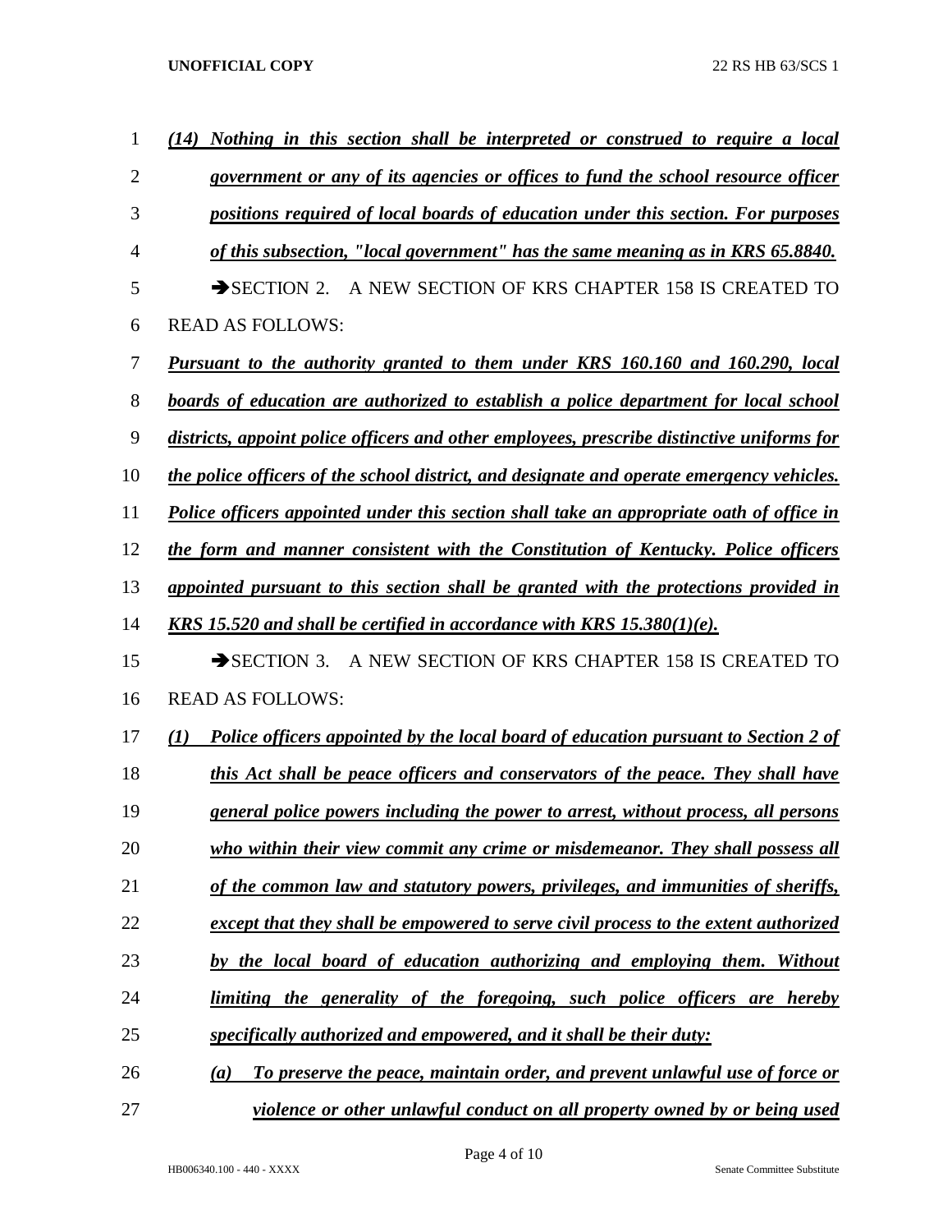*(14) Nothing in this section shall be interpreted or construed to require a local government or any of its agencies or offices to fund the school resource officer positions required of local boards of education under this section. For purposes of this subsection, "local government" has the same meaning as in KRS 65.8840.*

➔SECTION 2. A NEW SECTION OF KRS CHAPTER 158 IS CREATED TO READ AS FOLLOWS:

*Pursuant to the authority granted to them under KRS 160.160 and 160.290, local boards of education are authorized to establish a police department for local school districts, appoint police officers and other employees, prescribe distinctive uniforms for the police officers of the school district, and designate and operate emergency vehicles. Police officers appointed under this section shall take an appropriate oath of office in the form and manner consistent with the Constitution of Kentucky. Police officers appointed pursuant to this section shall be granted with the protections provided in KRS 15.520 and shall be certified in accordance with KRS 15.380(1)(e).*

➔SECTION 3. A NEW SECTION OF KRS CHAPTER 158 IS CREATED TO READ AS FOLLOWS:

*(1) Police officers appointed by the local board of education pursuant to Section 2 of this Act shall be peace officers and conservators of the peace. They shall have general police powers including the power to arrest, without process, all persons who within their view commit any crime or misdemeanor. They shall possess all of the common law and statutory powers, privileges, and immunities of sheriffs, except that they shall be empowered to serve civil process to the extent authorized by the local board of education authorizing and employing them. Without limiting the generality of the foregoing, such police officers are hereby specifically authorized and empowered, and it shall be their duty:*

*(a) To preserve the peace, maintain order, and prevent unlawful use of force or violence or other unlawful conduct on all property owned by or being used*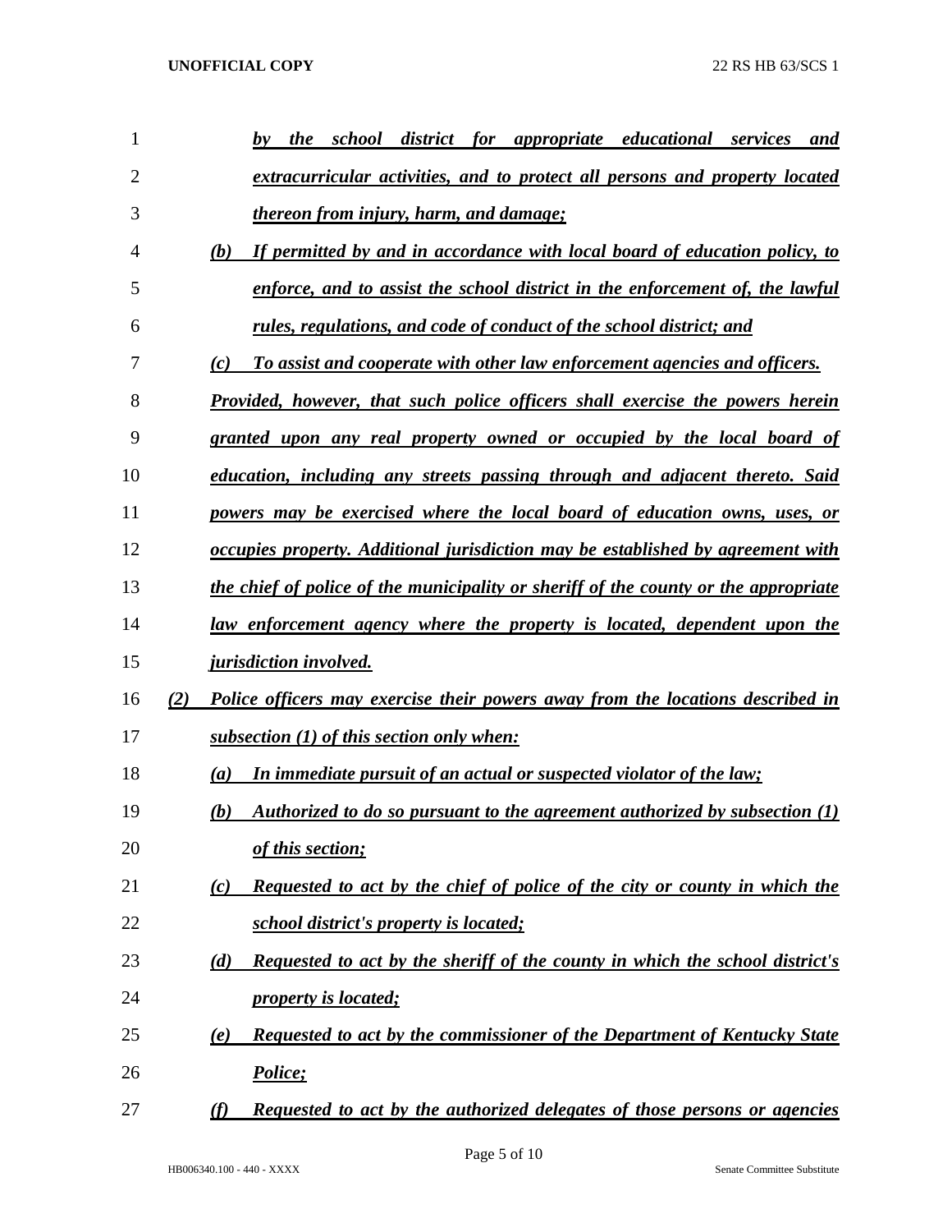***by the school district for appropriate educational services and extracurricular activities, and to protect all persons and property located thereon from injury, harm, and damage;***

***(b) If permitted by and in accordance with local board of education policy, to enforce, and to assist the school district in the enforcement of, the lawful rules, regulations, and code of conduct of the school district; and***

***(c) To assist and cooperate with other law enforcement agencies and officers.***

***Provided, however, that such police officers shall exercise the powers herein granted upon any real property owned or occupied by the local board of education, including any streets passing through and adjacent thereto. Said powers may be exercised where the local board of education owns, uses, or occupies property. Additional jurisdiction may be established by agreement with the chief of police of the municipality or sheriff of the county or the appropriate law enforcement agency where the property is located, dependent upon the jurisdiction involved.***

***(2) Police officers may exercise their powers away from the locations described in subsection (1) of this section only when:***

***(a) In immediate pursuit of an actual or suspected violator of the law;***

***(b) Authorized to do so pursuant to the agreement authorized by subsection (1) of this section;***

***(c) Requested to act by the chief of police of the city or county in which the school district's property is located;***

***(d) Requested to act by the sheriff of the county in which the school district's property is located;***

***(e) Requested to act by the commissioner of the Department of Kentucky State Police;***

***(f) Requested to act by the authorized delegates of those persons or agencies***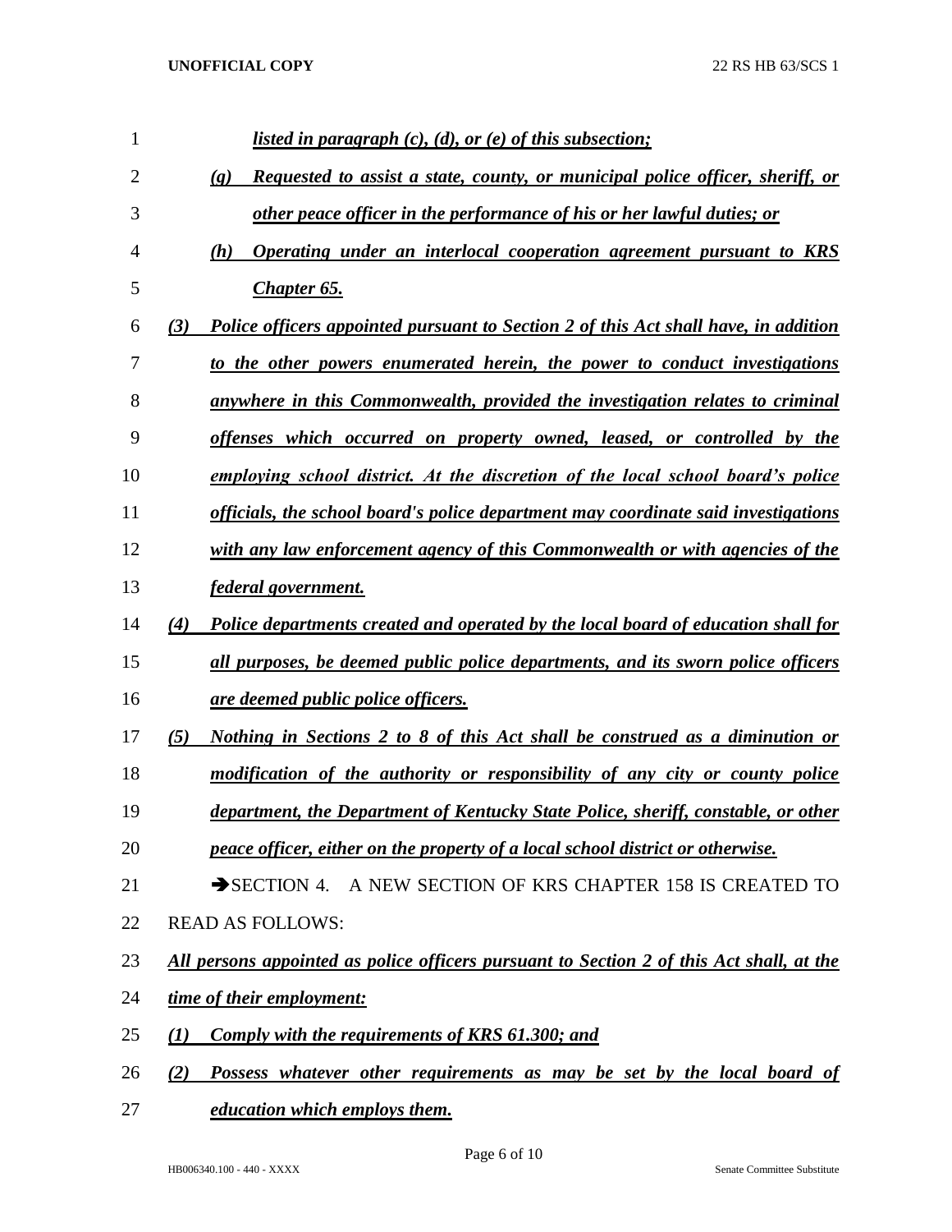*listed in paragraph (c), (d), or (e) of this subsection;*

*(g) Requested to assist a state, county, or municipal police officer, sheriff, or other peace officer in the performance of his or her lawful duties; or*

*(h) Operating under an interlocal cooperation agreement pursuant to KRS Chapter 65.*

*(3) Police officers appointed pursuant to Section 2 of this Act shall have, in addition to the other powers enumerated herein, the power to conduct investigations anywhere in this Commonwealth, provided the investigation relates to criminal offenses which occurred on property owned, leased, or controlled by the employing school district. At the discretion of the local school board's police officials, the school board's police department may coordinate said investigations with any law enforcement agency of this Commonwealth or with agencies of the federal government.*

*(4) Police departments created and operated by the local board of education shall for all purposes, be deemed public police departments, and its sworn police officers are deemed public police officers.*

*(5) Nothing in Sections 2 to 8 of this Act shall be construed as a diminution or modification of the authority or responsibility of any city or county police department, the Department of Kentucky State Police, sheriff, constable, or other peace officer, either on the property of a local school district or otherwise.*

➔SECTION 4. A NEW SECTION OF KRS CHAPTER 158 IS CREATED TO READ AS FOLLOWS:

*All persons appointed as police officers pursuant to Section 2 of this Act shall, at the time of their employment:*

*(1) Comply with the requirements of KRS 61.300; and*

*(2) Possess whatever other requirements as may be set by the local board of education which employs them.*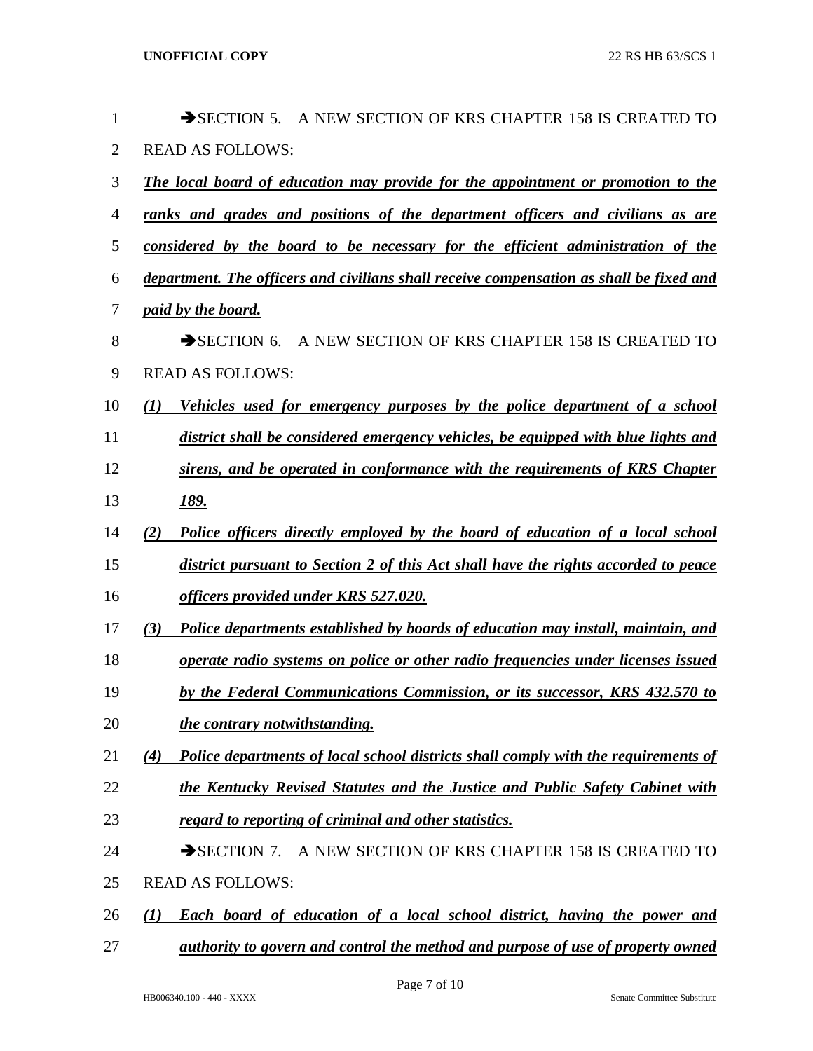➔SECTION 5. A NEW SECTION OF KRS CHAPTER 158 IS CREATED TO READ AS FOLLOWS:

***The local board of education may provide for the appointment or promotion to the ranks and grades and positions of the department officers and civilians as are considered by the board to be necessary for the efficient administration of the department. The officers and civilians shall receive compensation as shall be fixed and paid by the board.***

➔SECTION 6. A NEW SECTION OF KRS CHAPTER 158 IS CREATED TO READ AS FOLLOWS:

***(1) Vehicles used for emergency purposes by the police department of a school district shall be considered emergency vehicles, be equipped with blue lights and sirens, and be operated in conformance with the requirements of KRS Chapter 189.***

***(2) Police officers directly employed by the board of education of a local school district pursuant to Section 2 of this Act shall have the rights accorded to peace officers provided under KRS 527.020.***

***(3) Police departments established by boards of education may install, maintain, and operate radio systems on police or other radio frequencies under licenses issued by the Federal Communications Commission, or its successor, KRS 432.570 to the contrary notwithstanding.***

***(4) Police departments of local school districts shall comply with the requirements of the Kentucky Revised Statutes and the Justice and Public Safety Cabinet with regard to reporting of criminal and other statistics.***

➔SECTION 7. A NEW SECTION OF KRS CHAPTER 158 IS CREATED TO READ AS FOLLOWS:

***(1) Each board of education of a local school district, having the power and authority to govern and control the method and purpose of use of property owned***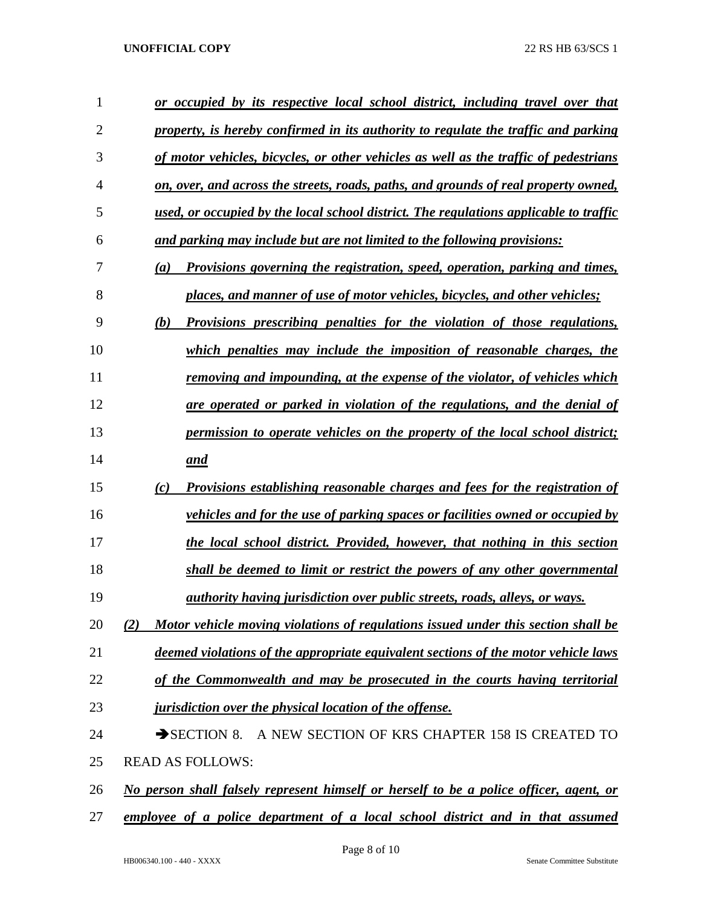*or occupied by its respective local school district, including travel over that property, is hereby confirmed in its authority to regulate the traffic and parking of motor vehicles, bicycles, or other vehicles as well as the traffic of pedestrians on, over, and across the streets, roads, paths, and grounds of real property owned, used, or occupied by the local school district. The regulations applicable to traffic and parking may include but are not limited to the following provisions:*

*(a) Provisions governing the registration, speed, operation, parking and times, places, and manner of use of motor vehicles, bicycles, and other vehicles;*

*(b) Provisions prescribing penalties for the violation of those regulations, which penalties may include the imposition of reasonable charges, the removing and impounding, at the expense of the violator, of vehicles which are operated or parked in violation of the regulations, and the denial of permission to operate vehicles on the property of the local school district; and*

*(c) Provisions establishing reasonable charges and fees for the registration of vehicles and for the use of parking spaces or facilities owned or occupied by the local school district. Provided, however, that nothing in this section shall be deemed to limit or restrict the powers of any other governmental authority having jurisdiction over public streets, roads, alleys, or ways.*

*(2) Motor vehicle moving violations of regulations issued under this section shall be deemed violations of the appropriate equivalent sections of the motor vehicle laws of the Commonwealth and may be prosecuted in the courts having territorial jurisdiction over the physical location of the offense.*

➔SECTION 8. A NEW SECTION OF KRS CHAPTER 158 IS CREATED TO READ AS FOLLOWS:

*No person shall falsely represent himself or herself to be a police officer, agent, or employee of a police department of a local school district and in that assumed*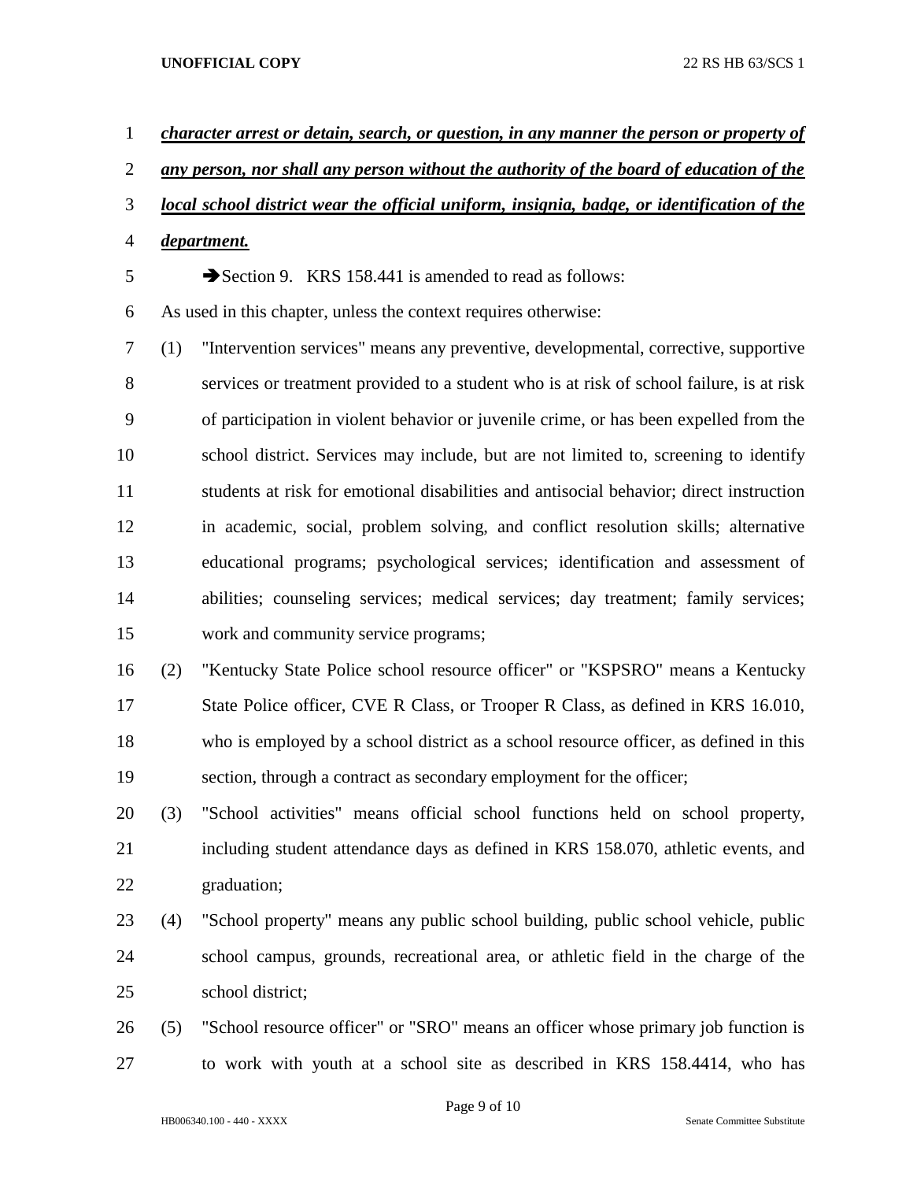***character arrest or detain, search, or question, in any manner the person or property of any person, nor shall any person without the authority of the board of education of the local school district wear the official uniform, insignia, badge, or identification of the department.***

➔Section 9. KRS 158.441 is amended to read as follows:

As used in this chapter, unless the context requires otherwise:

(1) "Intervention services" means any preventive, developmental, corrective, supportive services or treatment provided to a student who is at risk of school failure, is at risk of participation in violent behavior or juvenile crime, or has been expelled from the school district. Services may include, but are not limited to, screening to identify students at risk for emotional disabilities and antisocial behavior; direct instruction in academic, social, problem solving, and conflict resolution skills; alternative educational programs; psychological services; identification and assessment of abilities; counseling services; medical services; day treatment; family services; work and community service programs;

(2) "Kentucky State Police school resource officer" or "KSPSRO" means a Kentucky State Police officer, CVE R Class, or Trooper R Class, as defined in KRS 16.010, who is employed by a school district as a school resource officer, as defined in this section, through a contract as secondary employment for the officer;

(3) "School activities" means official school functions held on school property, including student attendance days as defined in KRS 158.070, athletic events, and graduation;

(4) "School property" means any public school building, public school vehicle, public school campus, grounds, recreational area, or athletic field in the charge of the school district;

(5) "School resource officer" or "SRO" means an officer whose primary job function is to work with youth at a school site as described in KRS 158.4414, who has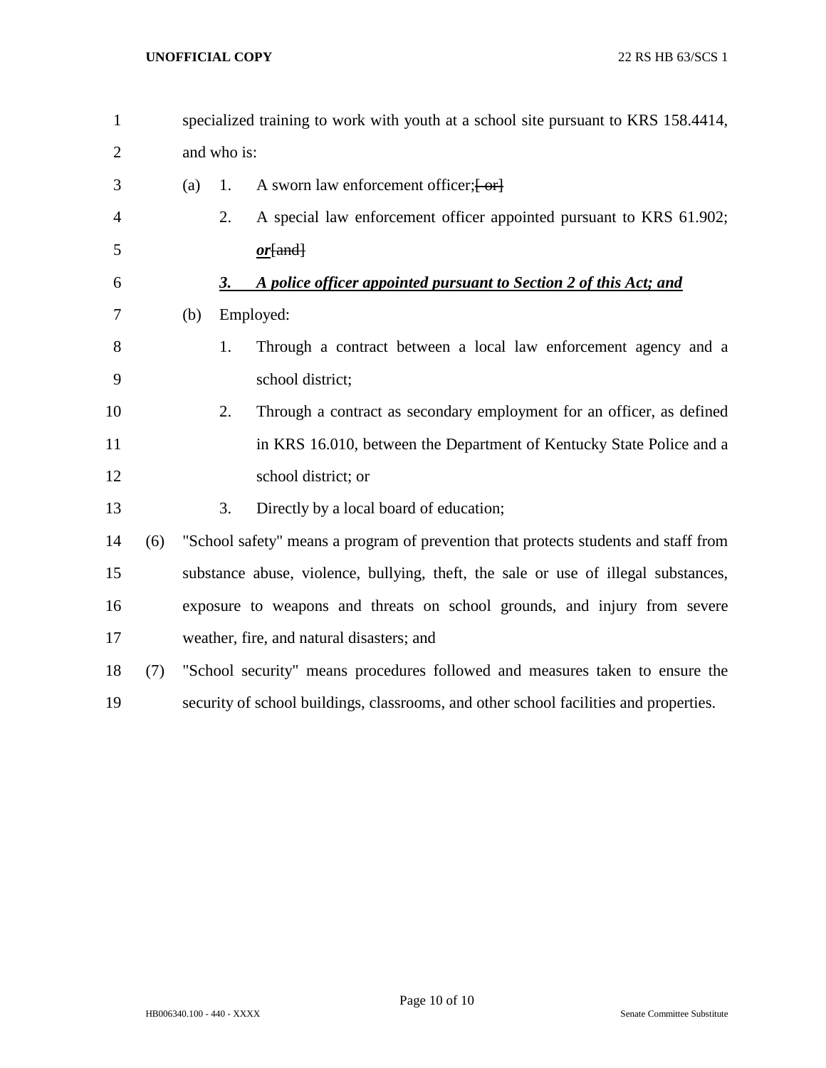specialized training to work with youth at a school site pursuant to KRS 158.4414, and who is:

(a) 1. A sworn law enforcement officer;[ or]

2. A special law enforcement officer appointed pursuant to KRS 61.902; ***or***[and]

***3. A police officer appointed pursuant to Section 2 of this Act; and***

(b) Employed:

1. Through a contract between a local law enforcement agency and a school district;

2. Through a contract as secondary employment for an officer, as defined in KRS 16.010, between the Department of Kentucky State Police and a school district; or

3. Directly by a local board of education;

(6) "School safety" means a program of prevention that protects students and staff from substance abuse, violence, bullying, theft, the sale or use of illegal substances, exposure to weapons and threats on school grounds, and injury from severe weather, fire, and natural disasters; and

(7) "School security" means procedures followed and measures taken to ensure the security of school buildings, classrooms, and other school facilities and properties.